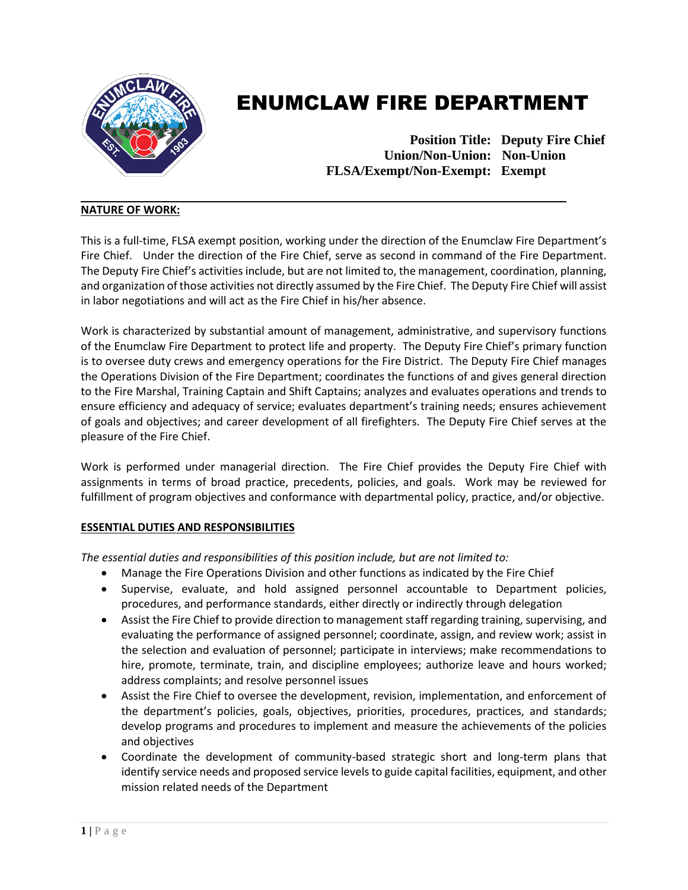# ENUMCLAW FIRE DEPARTMENT

**Position Title:** **Deputy Fire Chief**
**Union/Non-Union:** **Non-Union**
**FLSA/Exempt/Non-Exempt:** **Exempt**

---

## NATURE OF WORK:

This is a full-time, FLSA exempt position, working under the direction of the Enumclaw Fire Department's Fire Chief. Under the direction of the Fire Chief, serve as second in command of the Fire Department. The Deputy Fire Chief's activities include, but are not limited to, the management, coordination, planning, and organization of those activities not directly assumed by the Fire Chief. The Deputy Fire Chief will assist in labor negotiations and will act as the Fire Chief in his/her absence.

Work is characterized by substantial amount of management, administrative, and supervisory functions of the Enumclaw Fire Department to protect life and property. The Deputy Fire Chief's primary function is to oversee duty crews and emergency operations for the Fire District. The Deputy Fire Chief manages the Operations Division of the Fire Department; coordinates the functions of and gives general direction to the Fire Marshal, Training Captain and Shift Captains; analyzes and evaluates operations and trends to ensure efficiency and adequacy of service; evaluates department's training needs; ensures achievement of goals and objectives; and career development of all firefighters. The Deputy Fire Chief serves at the pleasure of the Fire Chief.

Work is performed under managerial direction. The Fire Chief provides the Deputy Fire Chief with assignments in terms of broad practice, precedents, policies, and goals. Work may be reviewed for fulfillment of program objectives and conformance with departmental policy, practice, and/or objective.

## ESSENTIAL DUTIES AND RESPONSIBILITIES

*The essential duties and responsibilities of this position include, but are not limited to:*

- Manage the Fire Operations Division and other functions as indicated by the Fire Chief
- Supervise, evaluate, and hold assigned personnel accountable to Department policies, procedures, and performance standards, either directly or indirectly through delegation
- Assist the Fire Chief to provide direction to management staff regarding training, supervising, and evaluating the performance of assigned personnel; coordinate, assign, and review work; assist in the selection and evaluation of personnel; participate in interviews; make recommendations to hire, promote, terminate, train, and discipline employees; authorize leave and hours worked; address complaints; and resolve personnel issues
- Assist the Fire Chief to oversee the development, revision, implementation, and enforcement of the department's policies, goals, objectives, priorities, procedures, practices, and standards; develop programs and procedures to implement and measure the achievements of the policies and objectives
- Coordinate the development of community-based strategic short and long-term plans that identify service needs and proposed service levels to guide capital facilities, equipment, and other mission related needs of the Department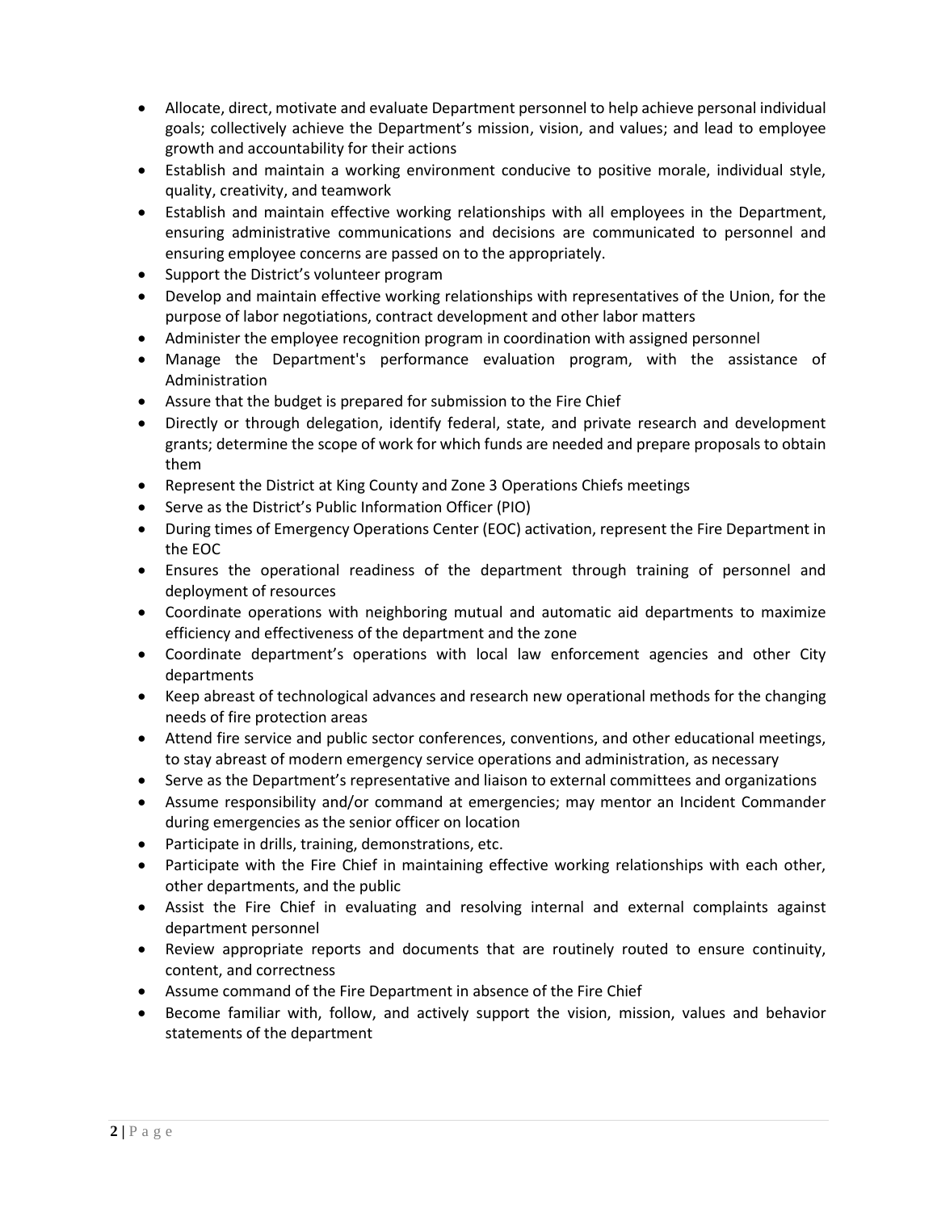- Allocate, direct, motivate and evaluate Department personnel to help achieve personal individual goals; collectively achieve the Department's mission, vision, and values; and lead to employee growth and accountability for their actions
- Establish and maintain a working environment conducive to positive morale, individual style, quality, creativity, and teamwork
- Establish and maintain effective working relationships with all employees in the Department, ensuring administrative communications and decisions are communicated to personnel and ensuring employee concerns are passed on to the appropriately.
- Support the District's volunteer program
- Develop and maintain effective working relationships with representatives of the Union, for the purpose of labor negotiations, contract development and other labor matters
- Administer the employee recognition program in coordination with assigned personnel
- Manage the Department's performance evaluation program, with the assistance of Administration
- Assure that the budget is prepared for submission to the Fire Chief
- Directly or through delegation, identify federal, state, and private research and development grants; determine the scope of work for which funds are needed and prepare proposals to obtain them
- Represent the District at King County and Zone 3 Operations Chiefs meetings
- Serve as the District's Public Information Officer (PIO)
- During times of Emergency Operations Center (EOC) activation, represent the Fire Department in the EOC
- Ensures the operational readiness of the department through training of personnel and deployment of resources
- Coordinate operations with neighboring mutual and automatic aid departments to maximize efficiency and effectiveness of the department and the zone
- Coordinate department's operations with local law enforcement agencies and other City departments
- Keep abreast of technological advances and research new operational methods for the changing needs of fire protection areas
- Attend fire service and public sector conferences, conventions, and other educational meetings, to stay abreast of modern emergency service operations and administration, as necessary
- Serve as the Department's representative and liaison to external committees and organizations
- Assume responsibility and/or command at emergencies; may mentor an Incident Commander during emergencies as the senior officer on location
- Participate in drills, training, demonstrations, etc.
- Participate with the Fire Chief in maintaining effective working relationships with each other, other departments, and the public
- Assist the Fire Chief in evaluating and resolving internal and external complaints against department personnel
- Review appropriate reports and documents that are routinely routed to ensure continuity, content, and correctness
- Assume command of the Fire Department in absence of the Fire Chief
- Become familiar with, follow, and actively support the vision, mission, values and behavior statements of the department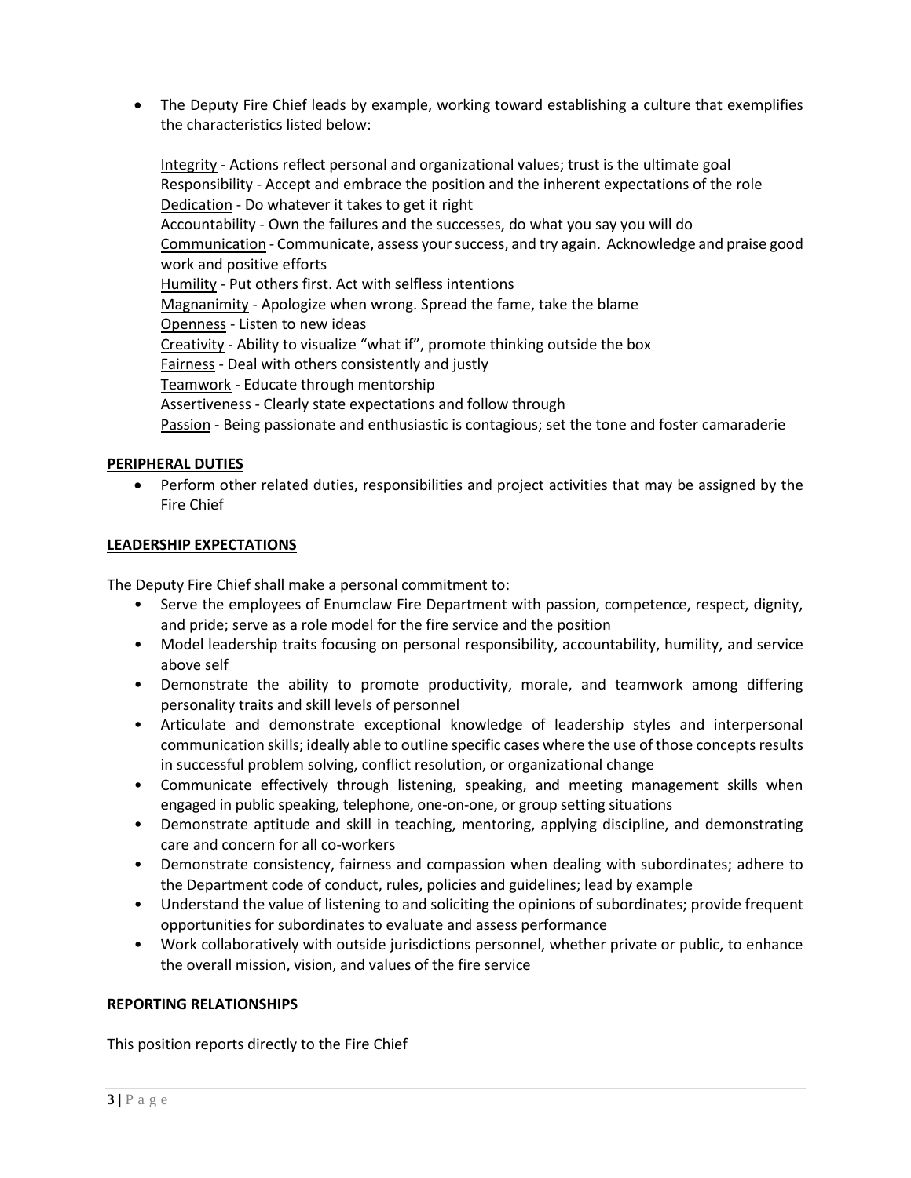- The Deputy Fire Chief leads by example, working toward establishing a culture that exemplifies the characteristics listed below:

  Integrity - Actions reflect personal and organizational values; trust is the ultimate goal
  Responsibility - Accept and embrace the position and the inherent expectations of the role
  Dedication - Do whatever it takes to get it right
  Accountability - Own the failures and the successes, do what you say you will do
  Communication - Communicate, assess your success, and try again. Acknowledge and praise good work and positive efforts
  Humility - Put others first. Act with selfless intentions
  Magnanimity - Apologize when wrong. Spread the fame, take the blame
  Openness - Listen to new ideas
  Creativity - Ability to visualize "what if", promote thinking outside the box
  Fairness - Deal with others consistently and justly
  Teamwork - Educate through mentorship
  Assertiveness - Clearly state expectations and follow through
  Passion - Being passionate and enthusiastic is contagious; set the tone and foster camaraderie

**PERIPHERAL DUTIES**

- Perform other related duties, responsibilities and project activities that may be assigned by the Fire Chief

**LEADERSHIP EXPECTATIONS**

The Deputy Fire Chief shall make a personal commitment to:

- Serve the employees of Enumclaw Fire Department with passion, competence, respect, dignity, and pride; serve as a role model for the fire service and the position
- Model leadership traits focusing on personal responsibility, accountability, humility, and service above self
- Demonstrate the ability to promote productivity, morale, and teamwork among differing personality traits and skill levels of personnel
- Articulate and demonstrate exceptional knowledge of leadership styles and interpersonal communication skills; ideally able to outline specific cases where the use of those concepts results in successful problem solving, conflict resolution, or organizational change
- Communicate effectively through listening, speaking, and meeting management skills when engaged in public speaking, telephone, one-on-one, or group setting situations
- Demonstrate aptitude and skill in teaching, mentoring, applying discipline, and demonstrating care and concern for all co-workers
- Demonstrate consistency, fairness and compassion when dealing with subordinates; adhere to the Department code of conduct, rules, policies and guidelines; lead by example
- Understand the value of listening to and soliciting the opinions of subordinates; provide frequent opportunities for subordinates to evaluate and assess performance
- Work collaboratively with outside jurisdictions personnel, whether private or public, to enhance the overall mission, vision, and values of the fire service

**REPORTING RELATIONSHIPS**

This position reports directly to the Fire Chief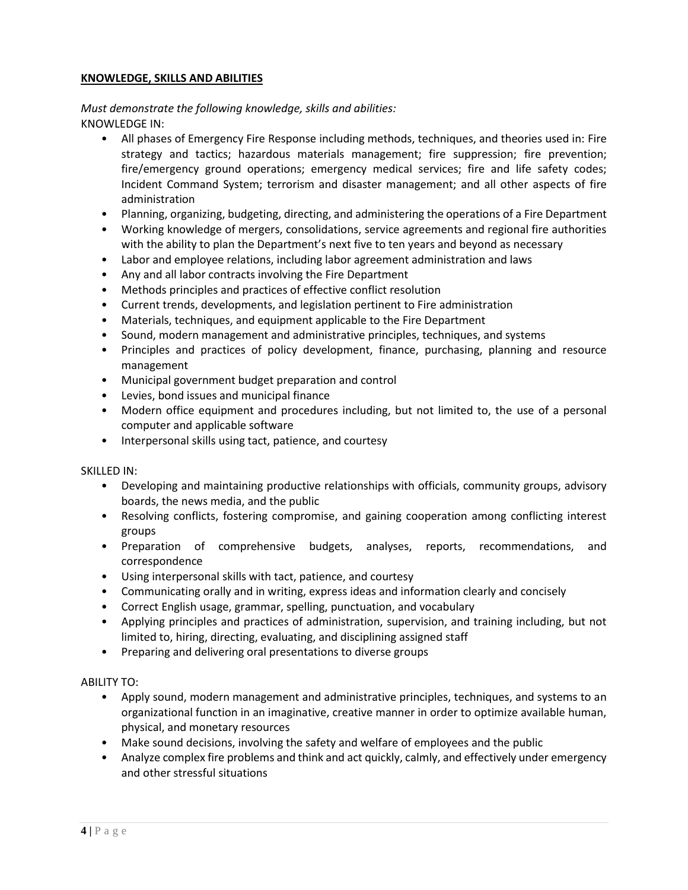## **KNOWLEDGE, SKILLS AND ABILITIES**

*Must demonstrate the following knowledge, skills and abilities:*

KNOWLEDGE IN:

- All phases of Emergency Fire Response including methods, techniques, and theories used in: Fire strategy and tactics; hazardous materials management; fire suppression; fire prevention; fire/emergency ground operations; emergency medical services; fire and life safety codes; Incident Command System; terrorism and disaster management; and all other aspects of fire administration
- Planning, organizing, budgeting, directing, and administering the operations of a Fire Department
- Working knowledge of mergers, consolidations, service agreements and regional fire authorities with the ability to plan the Department's next five to ten years and beyond as necessary
- Labor and employee relations, including labor agreement administration and laws
- Any and all labor contracts involving the Fire Department
- Methods principles and practices of effective conflict resolution
- Current trends, developments, and legislation pertinent to Fire administration
- Materials, techniques, and equipment applicable to the Fire Department
- Sound, modern management and administrative principles, techniques, and systems
- Principles and practices of policy development, finance, purchasing, planning and resource management
- Municipal government budget preparation and control
- Levies, bond issues and municipal finance
- Modern office equipment and procedures including, but not limited to, the use of a personal computer and applicable software
- Interpersonal skills using tact, patience, and courtesy

SKILLED IN:

- Developing and maintaining productive relationships with officials, community groups, advisory boards, the news media, and the public
- Resolving conflicts, fostering compromise, and gaining cooperation among conflicting interest groups
- Preparation of comprehensive budgets, analyses, reports, recommendations, and correspondence
- Using interpersonal skills with tact, patience, and courtesy
- Communicating orally and in writing, express ideas and information clearly and concisely
- Correct English usage, grammar, spelling, punctuation, and vocabulary
- Applying principles and practices of administration, supervision, and training including, but not limited to, hiring, directing, evaluating, and disciplining assigned staff
- Preparing and delivering oral presentations to diverse groups

ABILITY TO:

- Apply sound, modern management and administrative principles, techniques, and systems to an organizational function in an imaginative, creative manner in order to optimize available human, physical, and monetary resources
- Make sound decisions, involving the safety and welfare of employees and the public
- Analyze complex fire problems and think and act quickly, calmly, and effectively under emergency and other stressful situations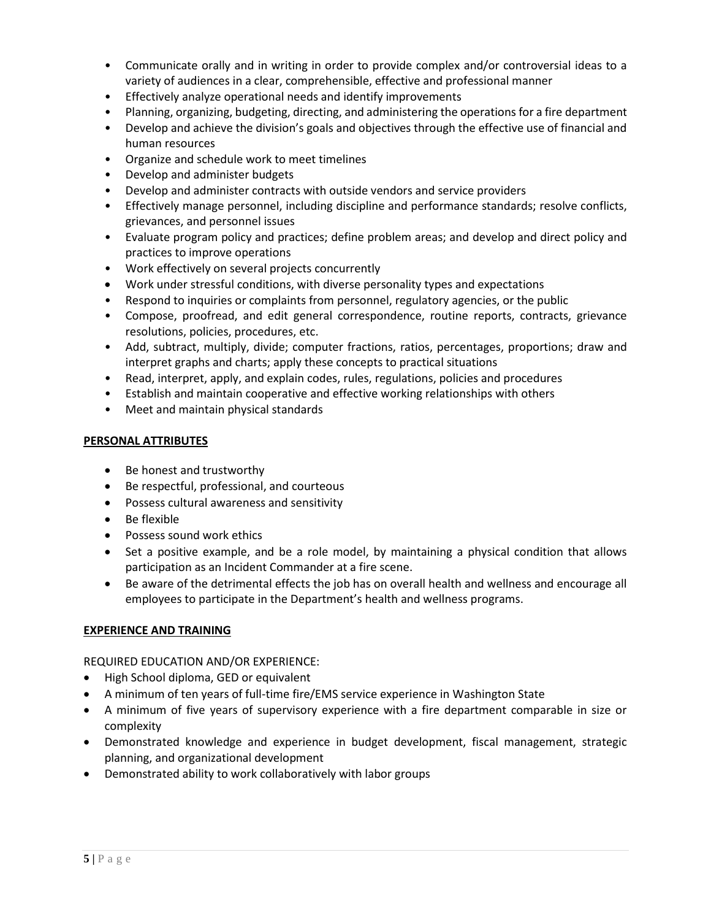- Communicate orally and in writing in order to provide complex and/or controversial ideas to a variety of audiences in a clear, comprehensible, effective and professional manner
- Effectively analyze operational needs and identify improvements
- Planning, organizing, budgeting, directing, and administering the operations for a fire department
- Develop and achieve the division's goals and objectives through the effective use of financial and human resources
- Organize and schedule work to meet timelines
- Develop and administer budgets
- Develop and administer contracts with outside vendors and service providers
- Effectively manage personnel, including discipline and performance standards; resolve conflicts, grievances, and personnel issues
- Evaluate program policy and practices; define problem areas; and develop and direct policy and practices to improve operations
- Work effectively on several projects concurrently
- Work under stressful conditions, with diverse personality types and expectations
- Respond to inquiries or complaints from personnel, regulatory agencies, or the public
- Compose, proofread, and edit general correspondence, routine reports, contracts, grievance resolutions, policies, procedures, etc.
- Add, subtract, multiply, divide; computer fractions, ratios, percentages, proportions; draw and interpret graphs and charts; apply these concepts to practical situations
- Read, interpret, apply, and explain codes, rules, regulations, policies and procedures
- Establish and maintain cooperative and effective working relationships with others
- Meet and maintain physical standards

## PERSONAL ATTRIBUTES

- Be honest and trustworthy
- Be respectful, professional, and courteous
- Possess cultural awareness and sensitivity
- Be flexible
- Possess sound work ethics
- Set a positive example, and be a role model, by maintaining a physical condition that allows participation as an Incident Commander at a fire scene.
- Be aware of the detrimental effects the job has on overall health and wellness and encourage all employees to participate in the Department's health and wellness programs.

## EXPERIENCE AND TRAINING

REQUIRED EDUCATION AND/OR EXPERIENCE:

- High School diploma, GED or equivalent
- A minimum of ten years of full-time fire/EMS service experience in Washington State
- A minimum of five years of supervisory experience with a fire department comparable in size or complexity
- Demonstrated knowledge and experience in budget development, fiscal management, strategic planning, and organizational development
- Demonstrated ability to work collaboratively with labor groups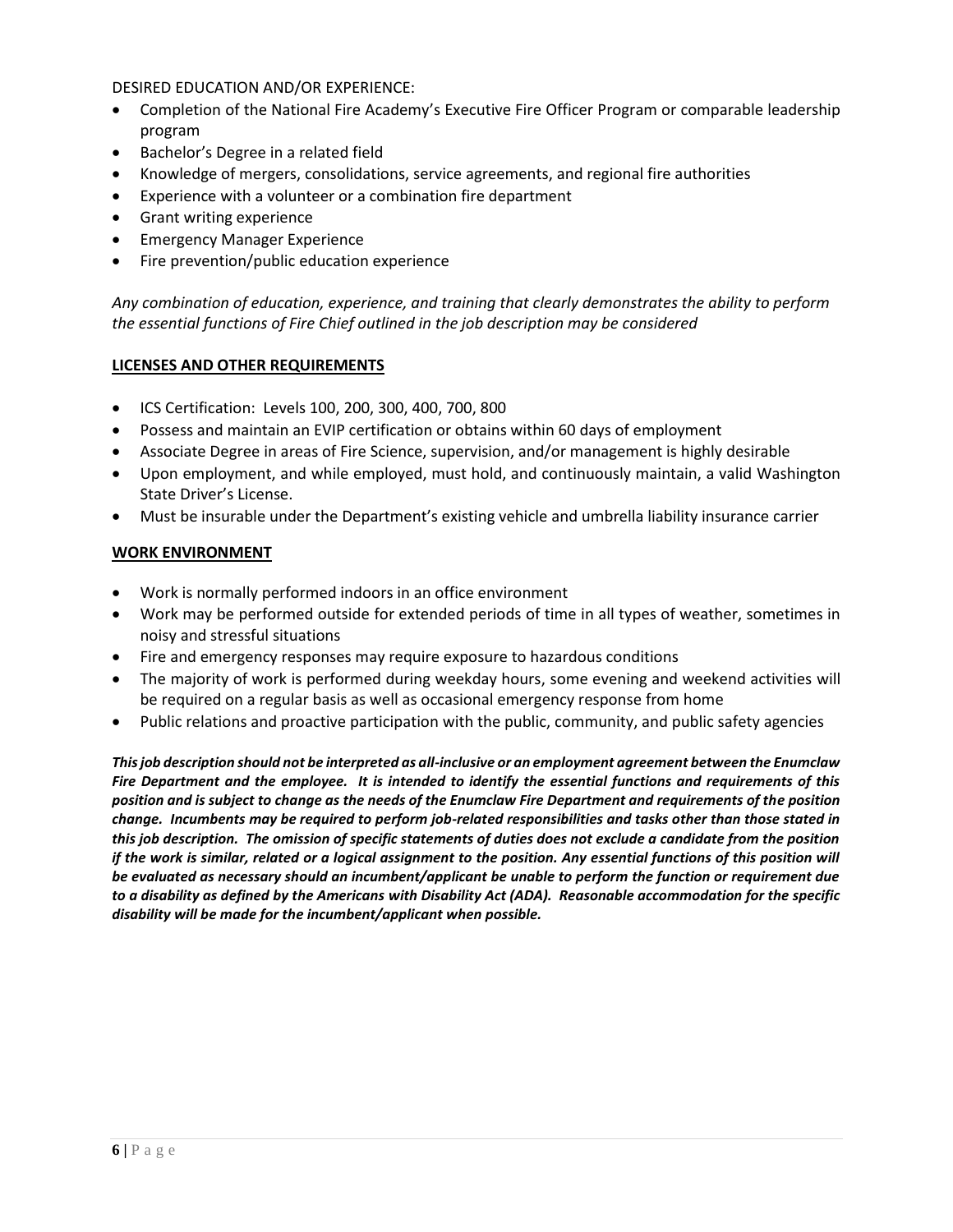DESIRED EDUCATION AND/OR EXPERIENCE:

- Completion of the National Fire Academy's Executive Fire Officer Program or comparable leadership program
- Bachelor's Degree in a related field
- Knowledge of mergers, consolidations, service agreements, and regional fire authorities
- Experience with a volunteer or a combination fire department
- Grant writing experience
- Emergency Manager Experience
- Fire prevention/public education experience

*Any combination of education, experience, and training that clearly demonstrates the ability to perform the essential functions of Fire Chief outlined in the job description may be considered*

**LICENSES AND OTHER REQUIREMENTS**

- ICS Certification: Levels 100, 200, 300, 400, 700, 800
- Possess and maintain an EVIP certification or obtains within 60 days of employment
- Associate Degree in areas of Fire Science, supervision, and/or management is highly desirable
- Upon employment, and while employed, must hold, and continuously maintain, a valid Washington State Driver's License.
- Must be insurable under the Department's existing vehicle and umbrella liability insurance carrier

**WORK ENVIRONMENT**

- Work is normally performed indoors in an office environment
- Work may be performed outside for extended periods of time in all types of weather, sometimes in noisy and stressful situations
- Fire and emergency responses may require exposure to hazardous conditions
- The majority of work is performed during weekday hours, some evening and weekend activities will be required on a regular basis as well as occasional emergency response from home
- Public relations and proactive participation with the public, community, and public safety agencies

***This job description should not be interpreted as all-inclusive or an employment agreement between the Enumclaw Fire Department and the employee. It is intended to identify the essential functions and requirements of this position and is subject to change as the needs of the Enumclaw Fire Department and requirements of the position change. Incumbents may be required to perform job-related responsibilities and tasks other than those stated in this job description. The omission of specific statements of duties does not exclude a candidate from the position if the work is similar, related or a logical assignment to the position. Any essential functions of this position will be evaluated as necessary should an incumbent/applicant be unable to perform the function or requirement due to a disability as defined by the Americans with Disability Act (ADA). Reasonable accommodation for the specific disability will be made for the incumbent/applicant when possible.***